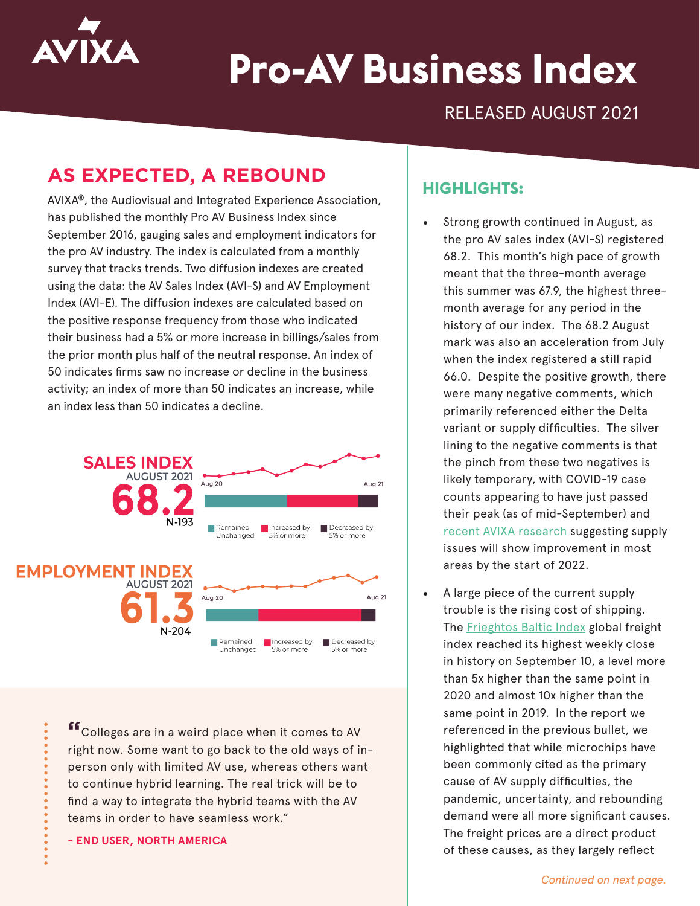# Pro-AV Business Index

RELEASED AUGUST 2021

## AS EXPECTED, A REBOUND

AVIXA®, the Audiovisual and Integrated Experience Association, has published the monthly Pro AV Business Index since September 2016, gauging sales and employment indicators for the pro AV industry. The index is calculated from a monthly survey that tracks trends. Two diffusion indexes are created using the data: the AV Sales Index (AVI-S) and AV Employment Index (AVI-E). The diffusion indexes are calculated based on the positive response frequency from those who indicated their business had a 5% or more increase in billings/sales from the prior month plus half of the neutral response. An index of 50 indicates firms saw no increase or decline in the business activity; an index of more than 50 indicates an increase, while an index less than 50 indicates a decline.

**SALES INDEX**
AUGUST 2021
**68.2**
N-193

Aug 20 — Aug 21

Remained Unchanged | Increased by 5% or more | Decreased by 5% or more

**EMPLOYMENT INDEX**
AUGUST 2021
**61.3**
N-204

Aug 20 — Aug 21

Remained Unchanged | Increased by 5% or more | Decreased by 5% or more

> "Colleges are in a weird place when it comes to AV right now. Some want to go back to the old ways of in-person only with limited AV use, whereas others want to continue hybrid learning. The real trick will be to find a way to integrate the hybrid teams with the AV teams in order to have seamless work."
>
> **– END USER, NORTH AMERICA**

## HIGHLIGHTS:

- Strong growth continued in August, as the pro AV sales index (AVI-S) registered 68.2. This month's high pace of growth meant that the three-month average this summer was 67.9, the highest three-month average for any period in the history of our index. The 68.2 August mark was also an acceleration from July when the index registered a still rapid 66.0. Despite the positive growth, there were many negative comments, which primarily referenced either the Delta variant or supply difficulties. The silver lining to the negative comments is that the pinch from these two negatives is likely temporary, with COVID-19 case counts appearing to have just passed their peak (as of mid-September) and recent AVIXA research suggesting supply issues will show improvement in most areas by the start of 2022.
- A large piece of the current supply trouble is the rising cost of shipping. The Frieghtos Baltic Index global freight index reached its highest weekly close in history on September 10, a level more than 5x higher than the same point in 2020 and almost 10x higher than the same point in 2019. In the report we referenced in the previous bullet, we highlighted that while microchips have been commonly cited as the primary cause of AV supply difficulties, the pandemic, uncertainty, and rebounding demand were all more significant causes. The freight prices are a direct product of these causes, as they largely reflect

*Continued on next page.*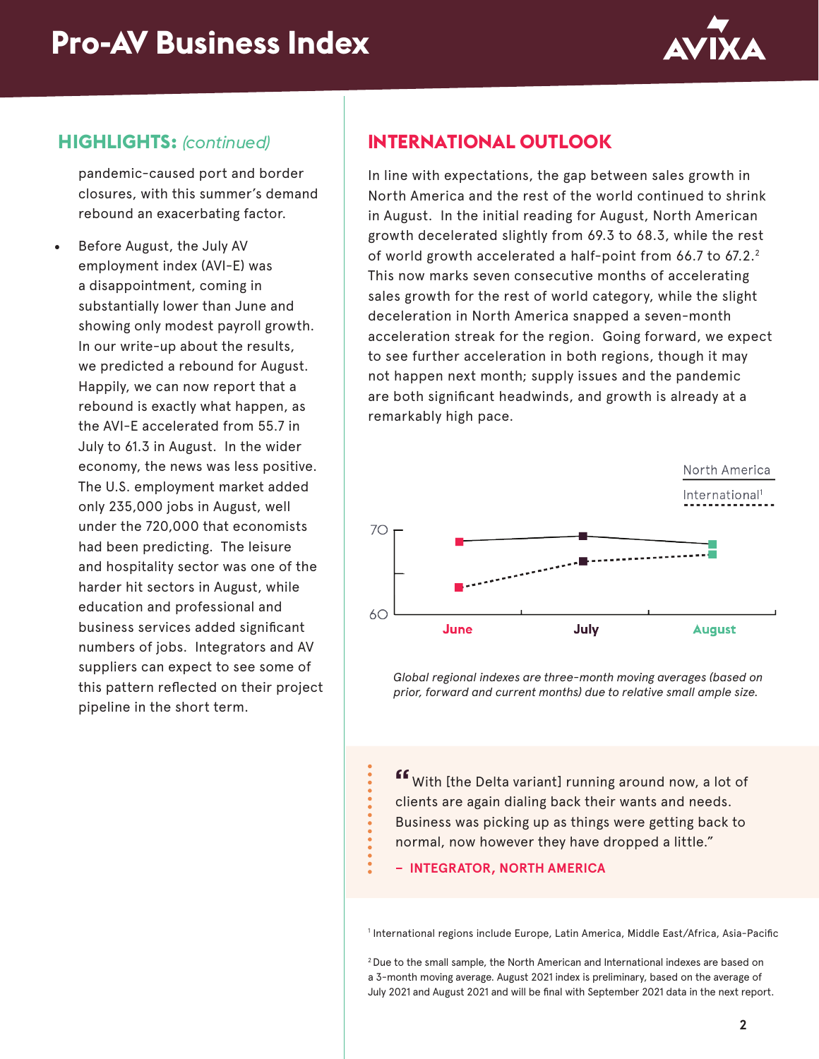## HIGHLIGHTS: *(continued)*

pandemic-caused port and border closures, with this summer's demand rebound an exacerbating factor.

- Before August, the July AV employment index (AVI-E) was a disappointment, coming in substantially lower than June and showing only modest payroll growth. In our write-up about the results, we predicted a rebound for August. Happily, we can now report that a rebound is exactly what happen, as the AVI-E accelerated from 55.7 in July to 61.3 in August. In the wider economy, the news was less positive. The U.S. employment market added only 235,000 jobs in August, well under the 720,000 that economists had been predicting. The leisure and hospitality sector was one of the harder hit sectors in August, while education and professional and business services added significant numbers of jobs. Integrators and AV suppliers can expect to see some of this pattern reflected on their project pipeline in the short term.

## INTERNATIONAL OUTLOOK

In line with expectations, the gap between sales growth in North America and the rest of the world continued to shrink in August. In the initial reading for August, North American growth decelerated slightly from 69.3 to 68.3, while the rest of world growth accelerated a half-point from 66.7 to 67.2.[2] This now marks seven consecutive months of accelerating sales growth for the rest of world category, while the slight deceleration in North America snapped a seven-month acceleration streak for the region. Going forward, we expect to see further acceleration in both regions, though it may not happen next month; supply issues and the pandemic are both significant headwinds, and growth is already at a remarkably high pace.

North America

International[1]

70

60

June July August

*Global regional indexes are three-month moving averages (based on prior, forward and current months) due to relative small ample size.*

> "With [the Delta variant] running around now, a lot of clients are again dialing back their wants and needs. Business was picking up as things were getting back to normal, now however they have dropped a little."
>
> **– INTEGRATOR, NORTH AMERICA**

[1] International regions include Europe, Latin America, Middle East/Africa, Asia-Pacific

[2] Due to the small sample, the North American and International indexes are based on a 3-month moving average. August 2021 index is preliminary, based on the average of July 2021 and August 2021 and will be final with September 2021 data in the next report.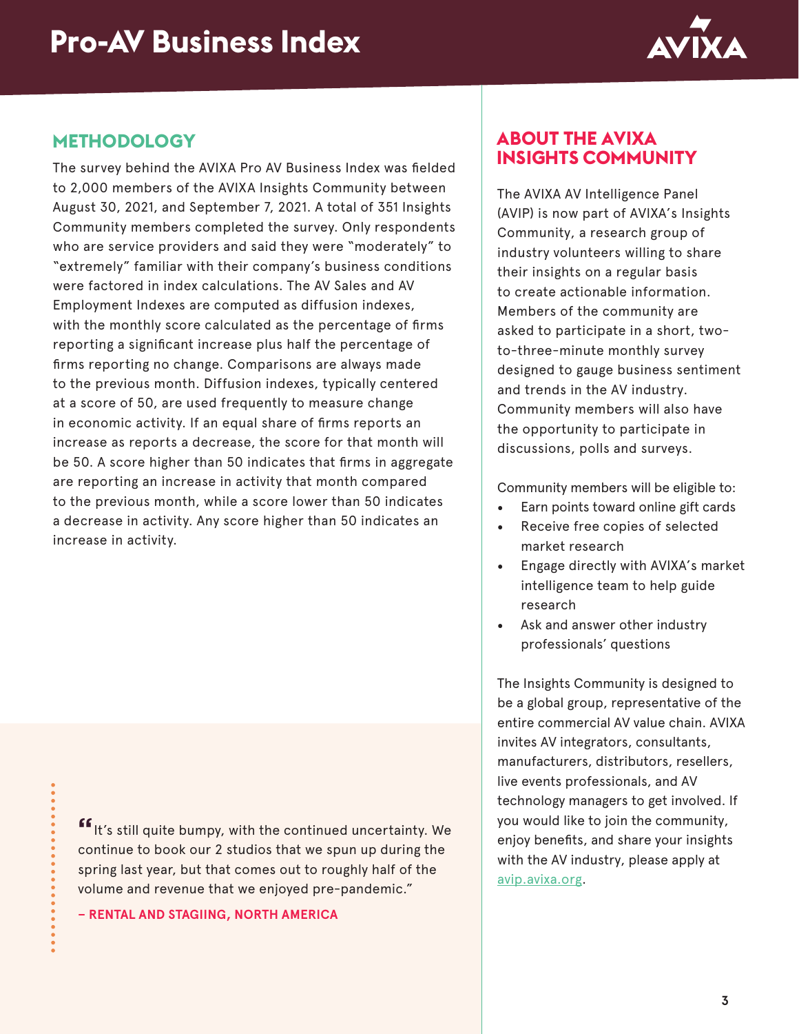## METHODOLOGY

The survey behind the AVIXA Pro AV Business Index was fielded to 2,000 members of the AVIXA Insights Community between August 30, 2021, and September 7, 2021. A total of 351 Insights Community members completed the survey. Only respondents who are service providers and said they were "moderately" to "extremely" familiar with their company's business conditions were factored in index calculations. The AV Sales and AV Employment Indexes are computed as diffusion indexes, with the monthly score calculated as the percentage of firms reporting a significant increase plus half the percentage of firms reporting no change. Comparisons are always made to the previous month. Diffusion indexes, typically centered at a score of 50, are used frequently to measure change in economic activity. If an equal share of firms reports an increase as reports a decrease, the score for that month will be 50. A score higher than 50 indicates that firms in aggregate are reporting an increase in activity that month compared to the previous month, while a score lower than 50 indicates a decrease in activity. Any score higher than 50 indicates an increase in activity.

> "It's still quite bumpy, with the continued uncertainty. We continue to book our 2 studios that we spun up during the spring last year, but that comes out to roughly half of the volume and revenue that we enjoyed pre-pandemic."
>
> **– RENTAL AND STAGIING, NORTH AMERICA**

## ABOUT THE AVIXA INSIGHTS COMMUNITY

The AVIXA AV Intelligence Panel (AVIP) is now part of AVIXA's Insights Community, a research group of industry volunteers willing to share their insights on a regular basis to create actionable information. Members of the community are asked to participate in a short, two-to-three-minute monthly survey designed to gauge business sentiment and trends in the AV industry. Community members will also have the opportunity to participate in discussions, polls and surveys.

Community members will be eligible to:

- Earn points toward online gift cards
- Receive free copies of selected market research
- Engage directly with AVIXA's market intelligence team to help guide research
- Ask and answer other industry professionals' questions

The Insights Community is designed to be a global group, representative of the entire commercial AV value chain. AVIXA invites AV integrators, consultants, manufacturers, distributors, resellers, live events professionals, and AV technology managers to get involved. If you would like to join the community, enjoy benefits, and share your insights with the AV industry, please apply at avip.avixa.org.